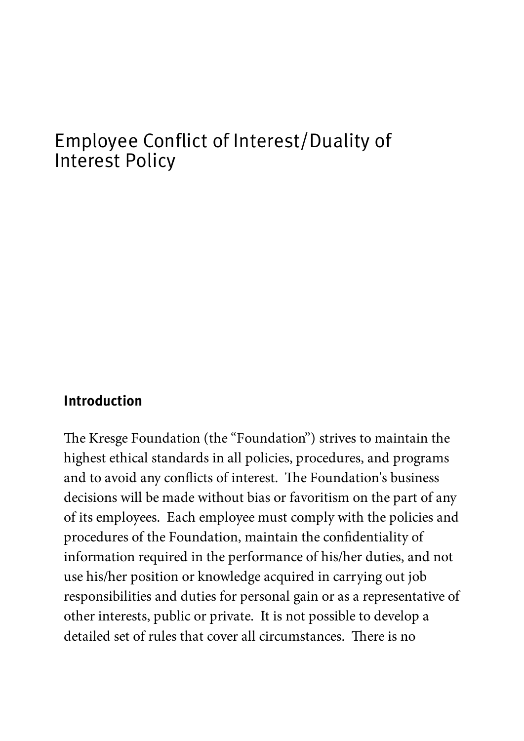# Employee Conflict of Interest/Duality of Interest Policy

## Introduction

The Kresge Foundation (the "Foundation") strives to maintain the highest ethical standards in all policies, procedures, and programs and to avoid any conflicts of interest. The Foundation's business decisions will be made without bias or favoritism on the part of any of its employees. Each employee must comply with the policies and procedures of the Foundation, maintain the confidentiality of information required in the performance of his/her duties, and not use his/her position or knowledge acquired in carrying out job responsibilities and duties for personal gain or as a representative of other interests, public or private. It is not possible to develop a detailed set of rules that cover all circumstances. There is no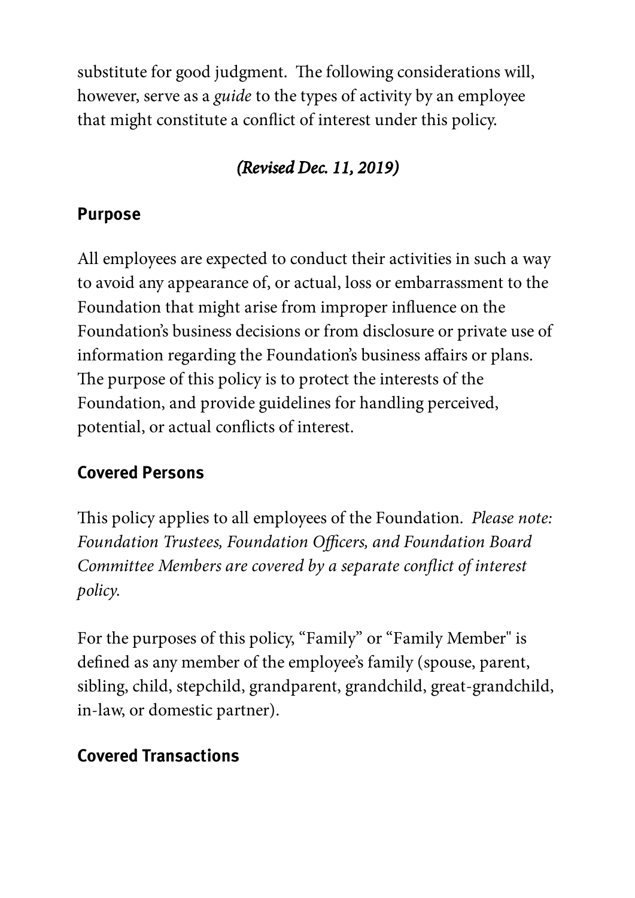substitute for good judgment. The following considerations will, however, serve as a *guide* to the types of activity by an employee that might constitute a conflict of interest under this policy.

*(Revised Dec. 11, 2019)*

## Purpose

All employees are expected to conduct their activities in such a way to avoid any appearance of, or actual, loss or embarrassment to the Foundation that might arise from improper influence on the Foundation's business decisions or from disclosure or private use of information regarding the Foundation's business affairs or plans. The purpose of this policy is to protect the interests of the Foundation, and provide guidelines for handling perceived, potential, or actual conflicts of interest.

## Covered Persons

This policy applies to all employees of the Foundation. *Please note: Foundation Trustees, Foundation Officers, and Foundation Board Committee Members are covered by a separate conflict of interest policy.*

For the purposes of this policy, "Family" or "Family Member" is defined as any member of the employee's family (spouse, parent, sibling, child, stepchild, grandparent, grandchild, great-grandchild, in-law, or domestic partner).

## Covered Transactions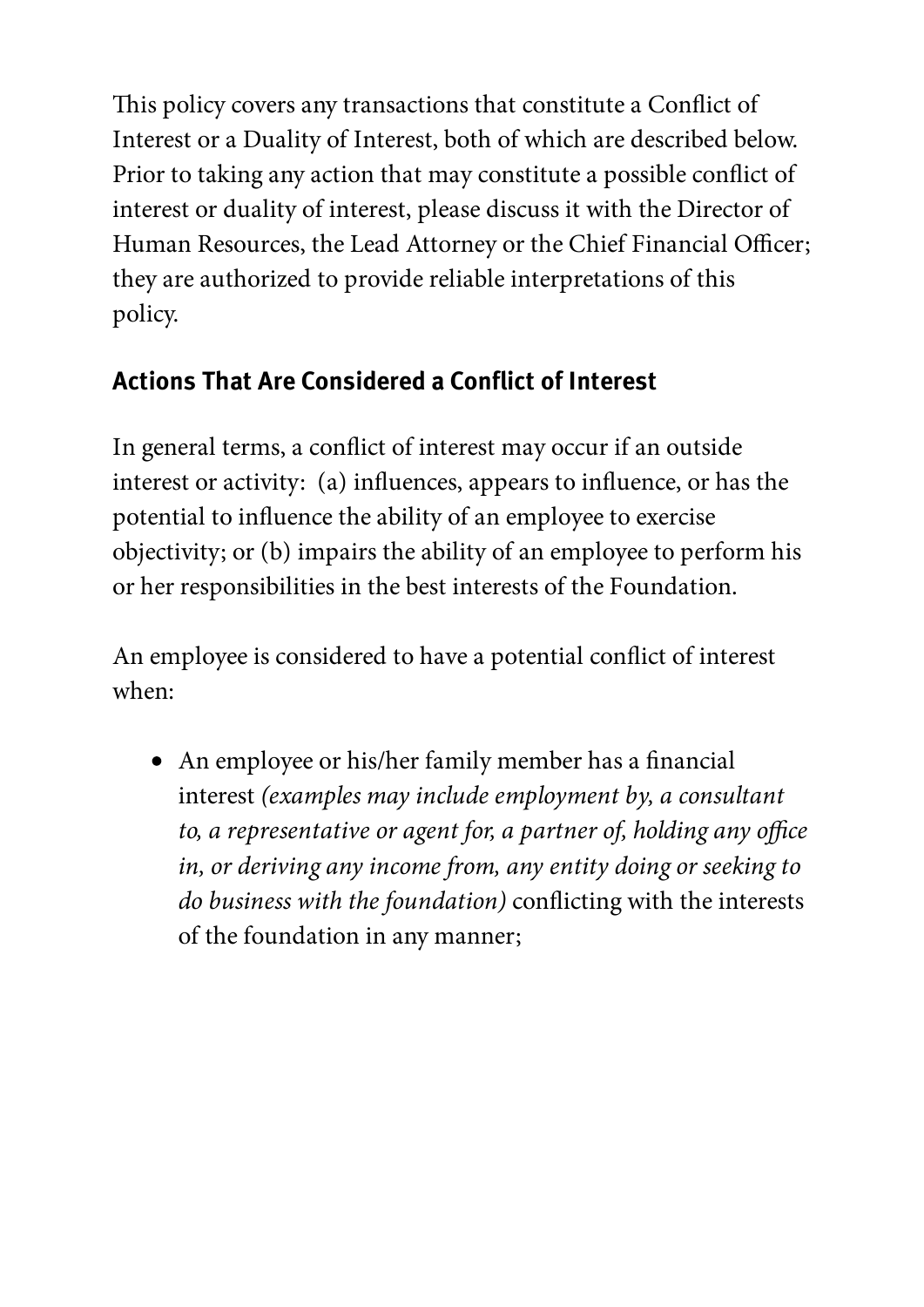This policy covers any transactions that constitute a Conflict of Interest or a Duality of Interest, both of which are described below. Prior to taking any action that may constitute a possible conflict of interest or duality of interest, please discuss it with the Director of Human Resources, the Lead Attorney or the Chief Financial Officer; they are authorized to provide reliable interpretations of this policy.

## Actions That Are Considered a Conflict of Interest

In general terms, a conflict of interest may occur if an outside interest or activity: (a) influences, appears to influence, or has the potential to influence the ability of an employee to exercise objectivity; or (b) impairs the ability of an employee to perform his or her responsibilities in the best interests of the Foundation.

An employee is considered to have a potential conflict of interest when:

- An employee or his/her family member has a financial interest *(examples may include employment by, a consultant to, a representative or agent for, a partner of, holding any office in, or deriving any income from, any entity doing or seeking to do business with the foundation)* conflicting with the interests of the foundation in any manner;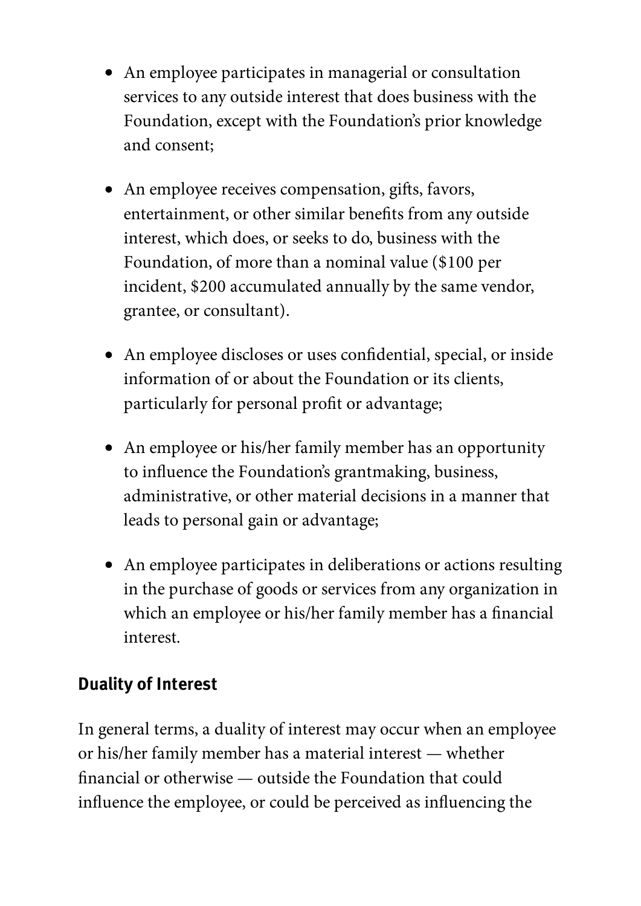- An employee participates in managerial or consultation services to any outside interest that does business with the Foundation, except with the Foundation's prior knowledge and consent;
- An employee receives compensation, gifts, favors, entertainment, or other similar benefits from any outside interest, which does, or seeks to do, business with the Foundation, of more than a nominal value ($100 per incident, $200 accumulated annually by the same vendor, grantee, or consultant).
- An employee discloses or uses confidential, special, or inside information of or about the Foundation or its clients, particularly for personal profit or advantage;
- An employee or his/her family member has an opportunity to influence the Foundation's grantmaking, business, administrative, or other material decisions in a manner that leads to personal gain or advantage;
- An employee participates in deliberations or actions resulting in the purchase of goods or services from any organization in which an employee or his/her family member has a financial interest.

**Duality of Interest**

In general terms, a duality of interest may occur when an employee or his/her family member has a material interest — whether financial or otherwise — outside the Foundation that could influence the employee, or could be perceived as influencing the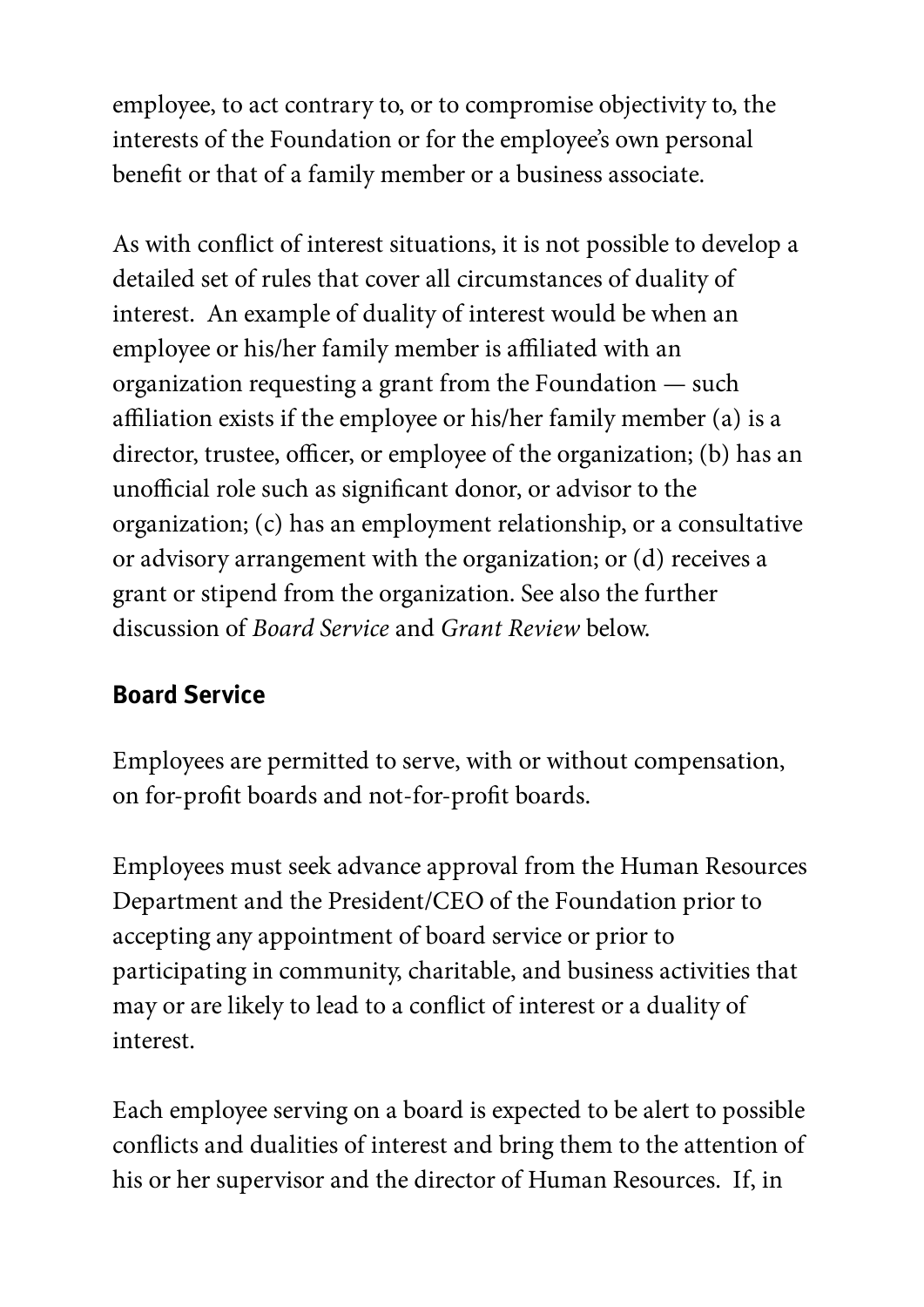employee, to act contrary to, or to compromise objectivity to, the interests of the Foundation or for the employee's own personal benefit or that of a family member or a business associate.

As with conflict of interest situations, it is not possible to develop a detailed set of rules that cover all circumstances of duality of interest. An example of duality of interest would be when an employee or his/her family member is affiliated with an organization requesting a grant from the Foundation — such affiliation exists if the employee or his/her family member (a) is a director, trustee, officer, or employee of the organization; (b) has an unofficial role such as significant donor, or advisor to the organization; (c) has an employment relationship, or a consultative or advisory arrangement with the organization; or (d) receives a grant or stipend from the organization. See also the further discussion of *Board Service* and *Grant Review* below.

## Board Service

Employees are permitted to serve, with or without compensation, on for-profit boards and not-for-profit boards.

Employees must seek advance approval from the Human Resources Department and the President/CEO of the Foundation prior to accepting any appointment of board service or prior to participating in community, charitable, and business activities that may or are likely to lead to a conflict of interest or a duality of interest.

Each employee serving on a board is expected to be alert to possible conflicts and dualities of interest and bring them to the attention of his or her supervisor and the director of Human Resources. If, in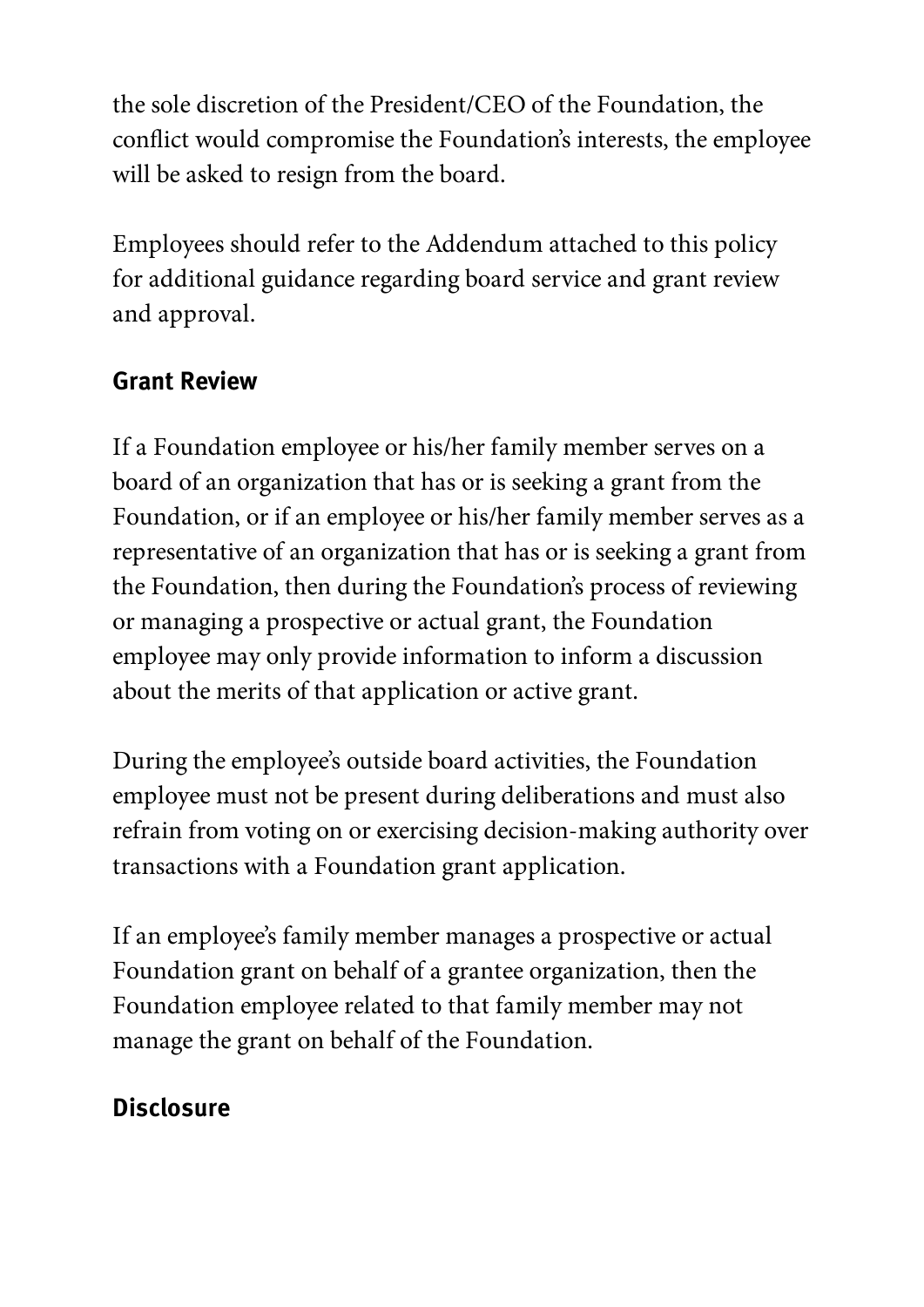the sole discretion of the President/CEO of the Foundation, the conflict would compromise the Foundation's interests, the employee will be asked to resign from the board.

Employees should refer to the Addendum attached to this policy for additional guidance regarding board service and grant review and approval.

## Grant Review

If a Foundation employee or his/her family member serves on a board of an organization that has or is seeking a grant from the Foundation, or if an employee or his/her family member serves as a representative of an organization that has or is seeking a grant from the Foundation, then during the Foundation's process of reviewing or managing a prospective or actual grant, the Foundation employee may only provide information to inform a discussion about the merits of that application or active grant.

During the employee's outside board activities, the Foundation employee must not be present during deliberations and must also refrain from voting on or exercising decision-making authority over transactions with a Foundation grant application.

If an employee's family member manages a prospective or actual Foundation grant on behalf of a grantee organization, then the Foundation employee related to that family member may not manage the grant on behalf of the Foundation.

## Disclosure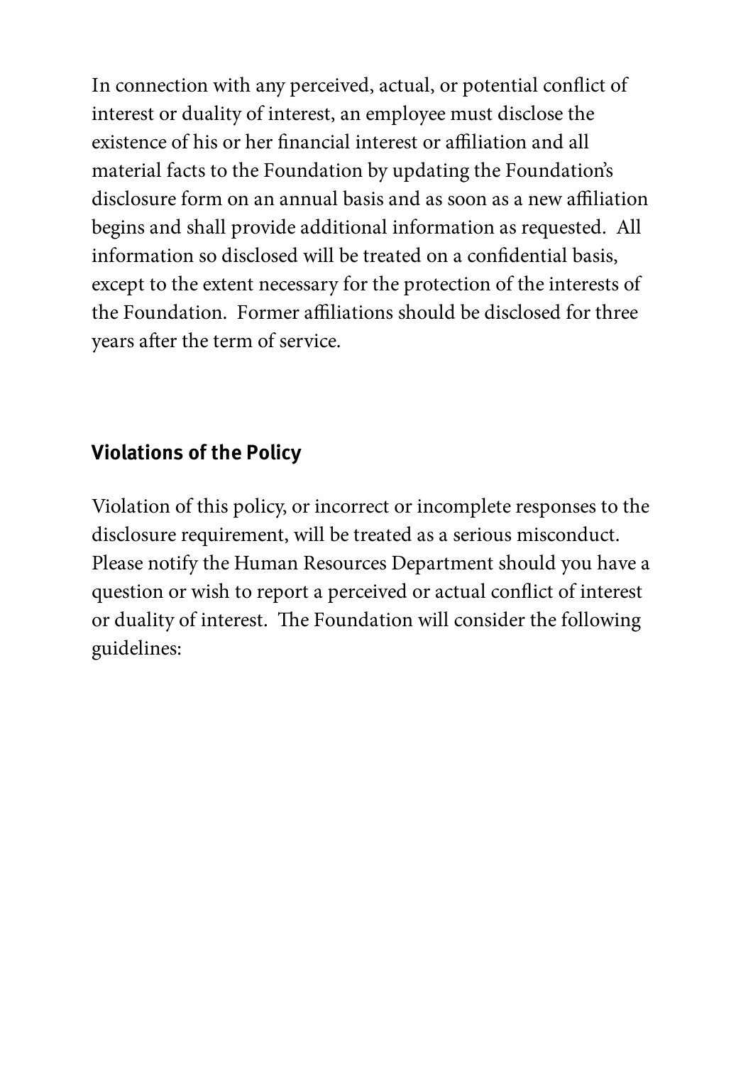In connection with any perceived, actual, or potential conflict of interest or duality of interest, an employee must disclose the existence of his or her financial interest or affiliation and all material facts to the Foundation by updating the Foundation's disclosure form on an annual basis and as soon as a new affiliation begins and shall provide additional information as requested. All information so disclosed will be treated on a confidential basis, except to the extent necessary for the protection of the interests of the Foundation. Former affiliations should be disclosed for three years after the term of service.

## Violations of the Policy

Violation of this policy, or incorrect or incomplete responses to the disclosure requirement, will be treated as a serious misconduct. Please notify the Human Resources Department should you have a question or wish to report a perceived or actual conflict of interest or duality of interest. The Foundation will consider the following guidelines: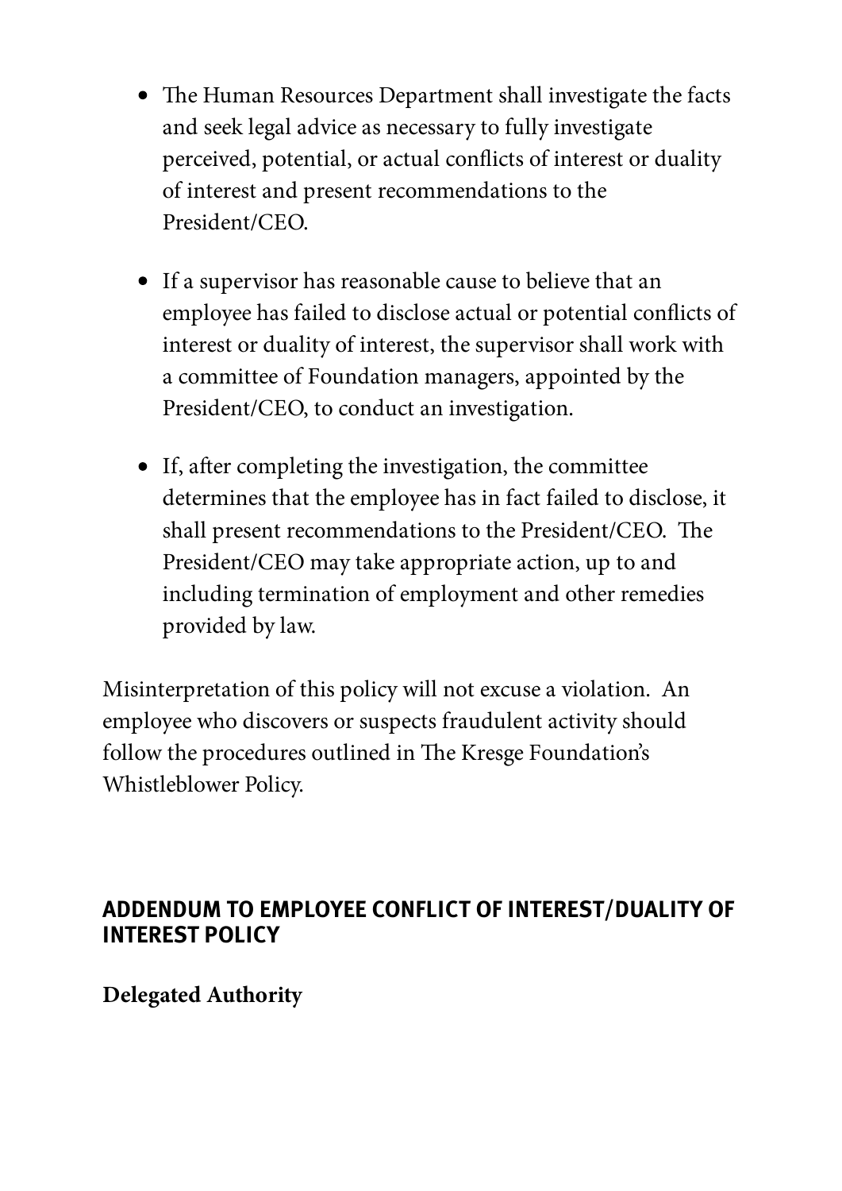- The Human Resources Department shall investigate the facts and seek legal advice as necessary to fully investigate perceived, potential, or actual conflicts of interest or duality of interest and present recommendations to the President/CEO.

- If a supervisor has reasonable cause to believe that an employee has failed to disclose actual or potential conflicts of interest or duality of interest, the supervisor shall work with a committee of Foundation managers, appointed by the President/CEO, to conduct an investigation.

- If, after completing the investigation, the committee determines that the employee has in fact failed to disclose, it shall present recommendations to the President/CEO. The President/CEO may take appropriate action, up to and including termination of employment and other remedies provided by law.

Misinterpretation of this policy will not excuse a violation. An employee who discovers or suspects fraudulent activity should follow the procedures outlined in The Kresge Foundation's Whistleblower Policy.

## ADDENDUM TO EMPLOYEE CONFLICT OF INTEREST/DUALITY OF INTEREST POLICY

**Delegated Authority**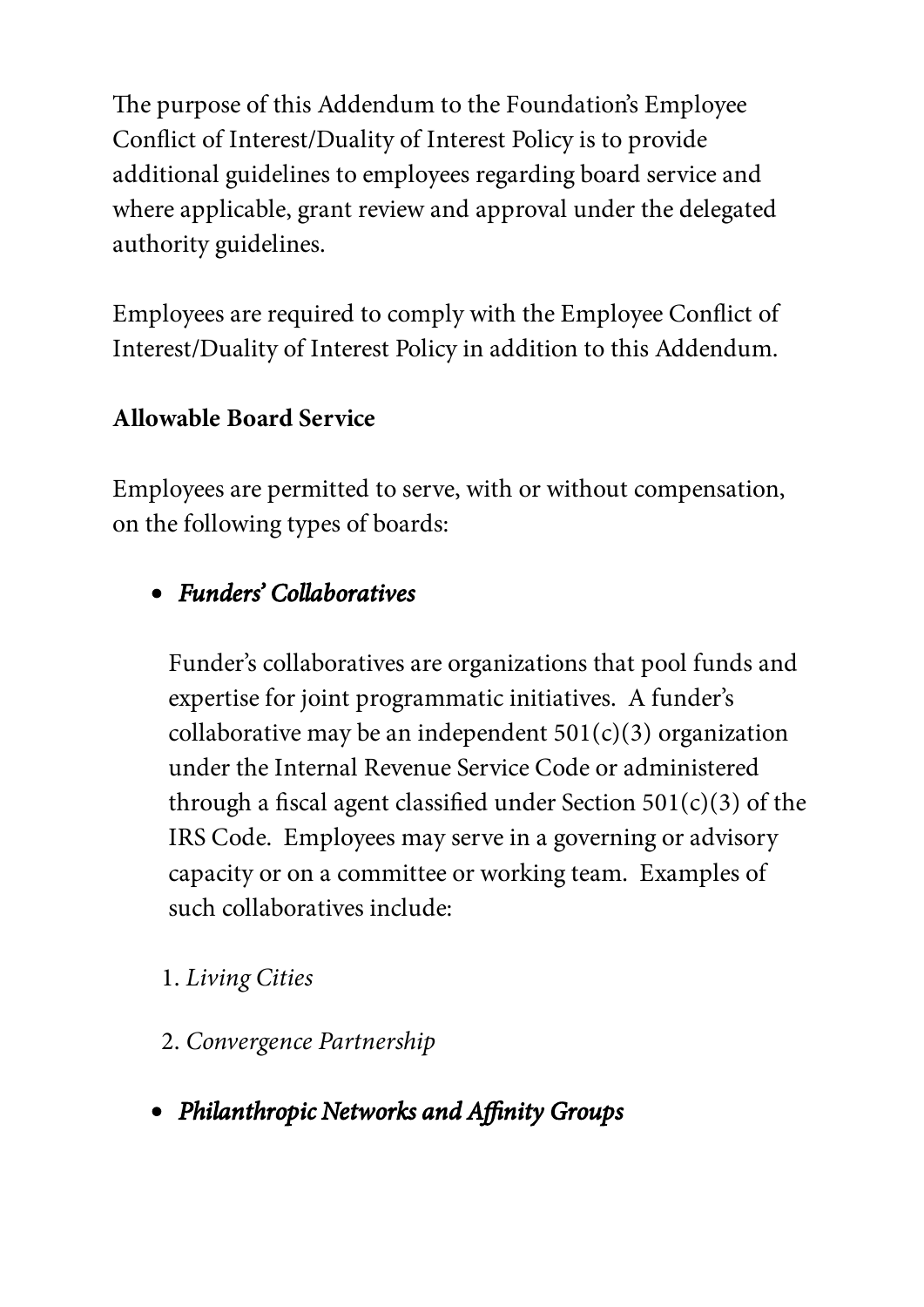The purpose of this Addendum to the Foundation's Employee Conflict of Interest/Duality of Interest Policy is to provide additional guidelines to employees regarding board service and where applicable, grant review and approval under the delegated authority guidelines.

Employees are required to comply with the Employee Conflict of Interest/Duality of Interest Policy in addition to this Addendum.

**Allowable Board Service**

Employees are permitted to serve, with or without compensation, on the following types of boards:

- ***Funders' Collaboratives***

  Funder's collaboratives are organizations that pool funds and expertise for joint programmatic initiatives. A funder's collaborative may be an independent 501(c)(3) organization under the Internal Revenue Service Code or administered through a fiscal agent classified under Section 501(c)(3) of the IRS Code. Employees may serve in a governing or advisory capacity or on a committee or working team. Examples of such collaboratives include:

  1. *Living Cities*
  2. *Convergence Partnership*

- ***Philanthropic Networks and Affinity Groups***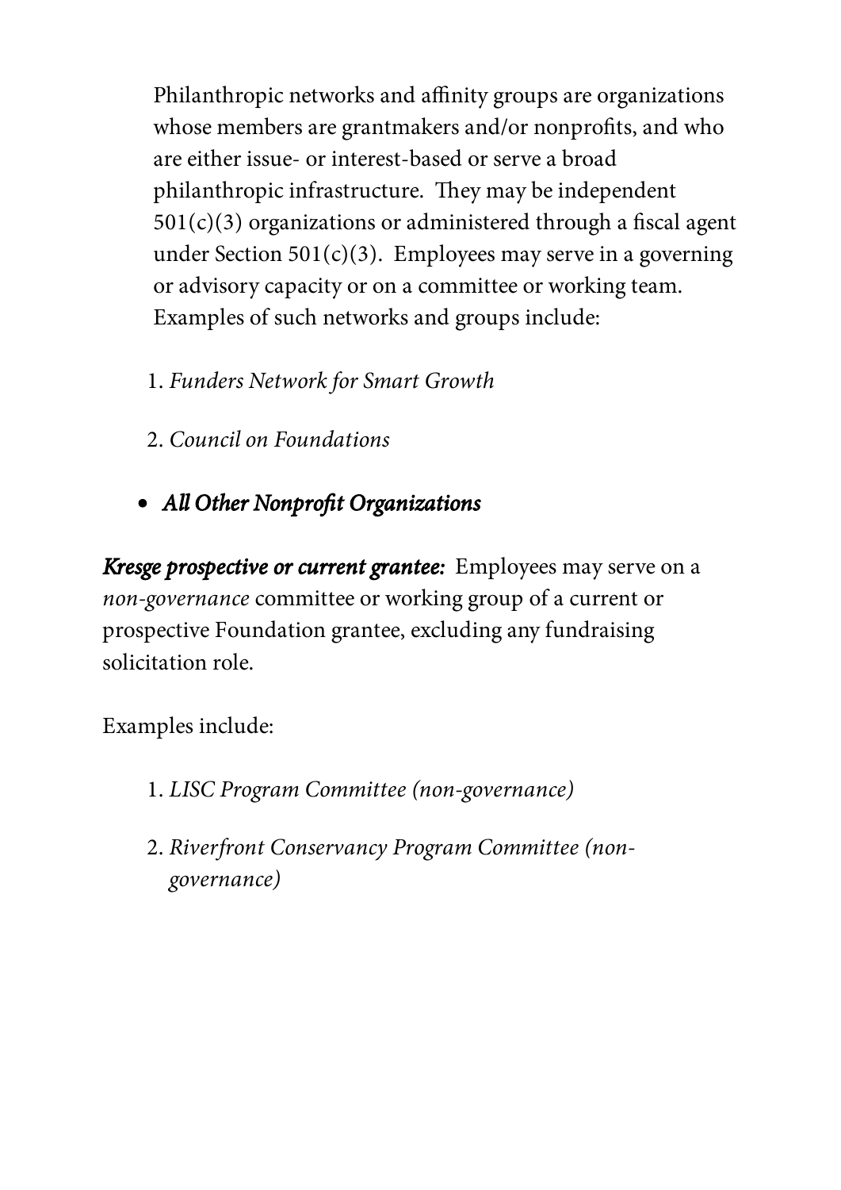Philanthropic networks and affinity groups are organizations whose members are grantmakers and/or nonprofits, and who are either issue- or interest-based or serve a broad philanthropic infrastructure. They may be independent 501(c)(3) organizations or administered through a fiscal agent under Section 501(c)(3). Employees may serve in a governing or advisory capacity or on a committee or working team. Examples of such networks and groups include:

1. *Funders Network for Smart Growth*
2. *Council on Foundations*

- ***All Other Nonprofit Organizations***

***Kresge prospective or current grantee:*** Employees may serve on a *non-governance* committee or working group of a current or prospective Foundation grantee, excluding any fundraising solicitation role.

Examples include:

1. *LISC Program Committee (non-governance)*
2. *Riverfront Conservancy Program Committee (non-governance)*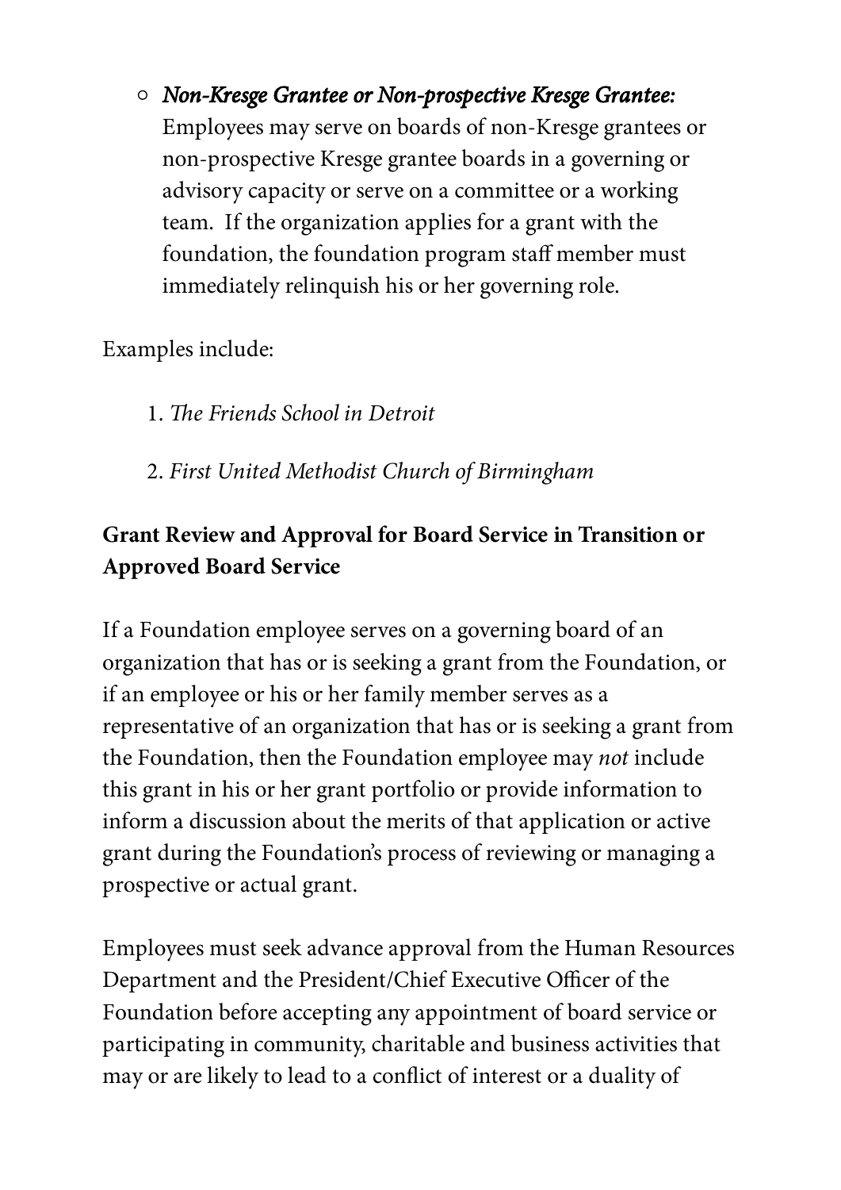- ***Non-Kresge Grantee or Non-prospective Kresge Grantee:*** Employees may serve on boards of non-Kresge grantees or non-prospective Kresge grantee boards in a governing or advisory capacity or serve on a committee or a working team. If the organization applies for a grant with the foundation, the foundation program staff member must immediately relinquish his or her governing role.

Examples include:

1. *The Friends School in Detroit*
2. *First United Methodist Church of Birmingham*

**Grant Review and Approval for Board Service in Transition or Approved Board Service**

If a Foundation employee serves on a governing board of an organization that has or is seeking a grant from the Foundation, or if an employee or his or her family member serves as a representative of an organization that has or is seeking a grant from the Foundation, then the Foundation employee may *not* include this grant in his or her grant portfolio or provide information to inform a discussion about the merits of that application or active grant during the Foundation's process of reviewing or managing a prospective or actual grant.

Employees must seek advance approval from the Human Resources Department and the President/Chief Executive Officer of the Foundation before accepting any appointment of board service or participating in community, charitable and business activities that may or are likely to lead to a conflict of interest or a duality of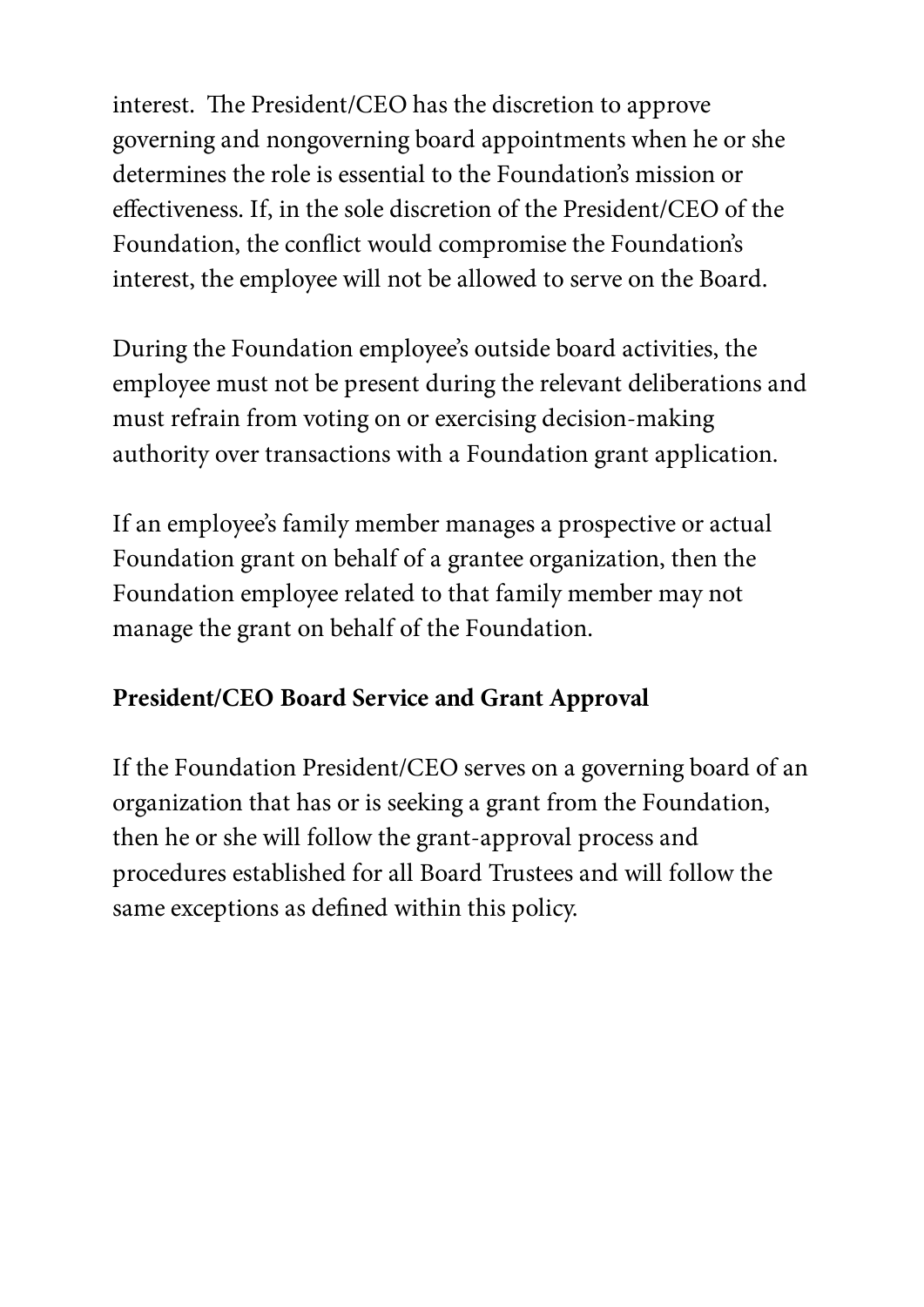interest. The President/CEO has the discretion to approve governing and nongoverning board appointments when he or she determines the role is essential to the Foundation's mission or effectiveness. If, in the sole discretion of the President/CEO of the Foundation, the conflict would compromise the Foundation's interest, the employee will not be allowed to serve on the Board.

During the Foundation employee's outside board activities, the employee must not be present during the relevant deliberations and must refrain from voting on or exercising decision-making authority over transactions with a Foundation grant application.

If an employee's family member manages a prospective or actual Foundation grant on behalf of a grantee organization, then the Foundation employee related to that family member may not manage the grant on behalf of the Foundation.

**President/CEO Board Service and Grant Approval**

If the Foundation President/CEO serves on a governing board of an organization that has or is seeking a grant from the Foundation, then he or she will follow the grant-approval process and procedures established for all Board Trustees and will follow the same exceptions as defined within this policy.